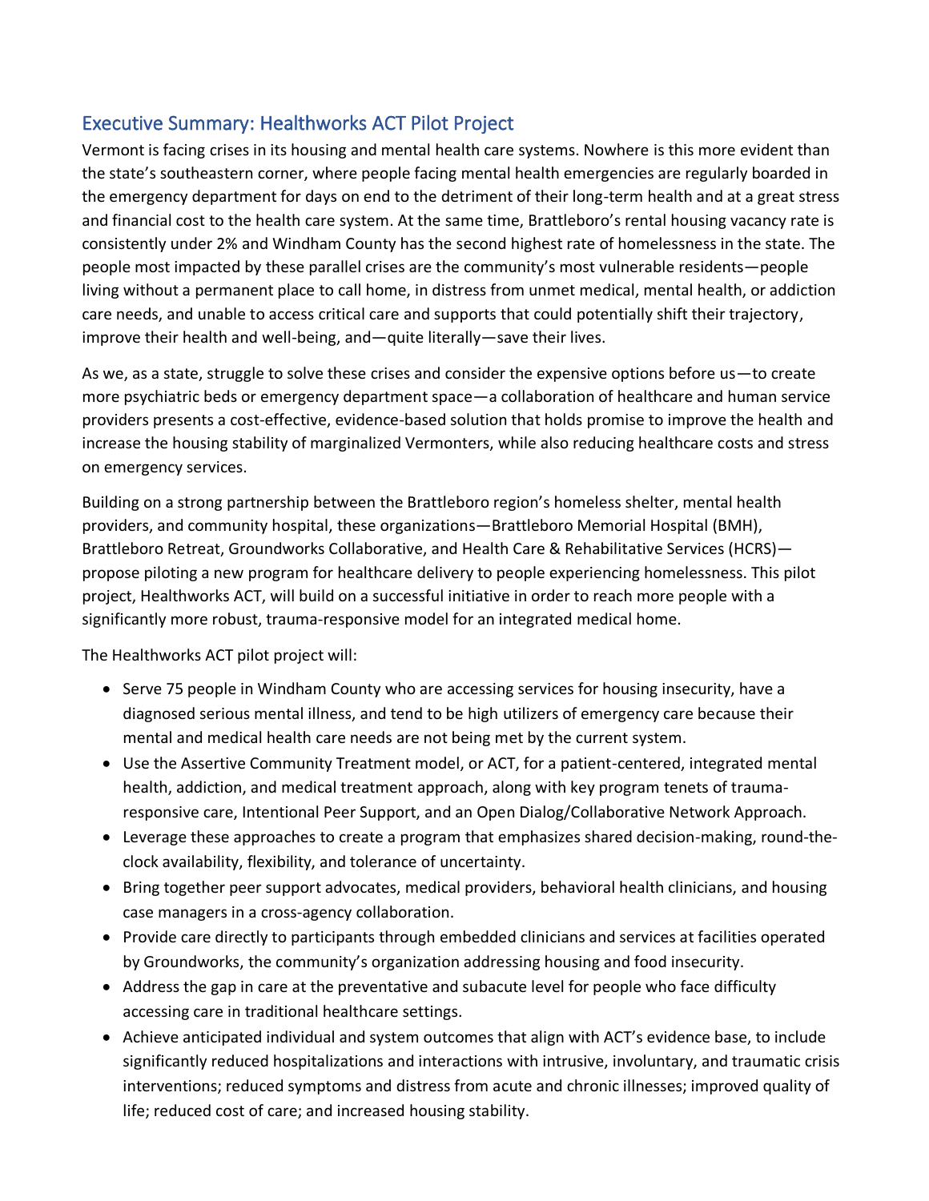## Executive Summary: Healthworks ACT Pilot Project

Vermont is facing crises in its housing and mental health care systems. Nowhere is this more evident than the state's southeastern corner, where people facing mental health emergencies are regularly boarded in the emergency department for days on end to the detriment of their long-term health and at a great stress and financial cost to the health care system. At the same time, Brattleboro's rental housing vacancy rate is consistently under 2% and Windham County has the second highest rate of homelessness in the state. The people most impacted by these parallel crises are the community's most vulnerable residents—people living without a permanent place to call home, in distress from unmet medical, mental health, or addiction care needs, and unable to access critical care and supports that could potentially shift their trajectory, improve their health and well-being, and—quite literally—save their lives.

As we, as a state, struggle to solve these crises and consider the expensive options before us—to create more psychiatric beds or emergency department space—a collaboration of healthcare and human service providers presents a cost-effective, evidence-based solution that holds promise to improve the health and increase the housing stability of marginalized Vermonters, while also reducing healthcare costs and stress on emergency services.

Building on a strong partnership between the Brattleboro region's homeless shelter, mental health providers, and community hospital, these organizations—Brattleboro Memorial Hospital (BMH), Brattleboro Retreat, Groundworks Collaborative, and Health Care & Rehabilitative Services (HCRS)—propose piloting a new program for healthcare delivery to people experiencing homelessness. This pilot project, Healthworks ACT, will build on a successful initiative in order to reach more people with a significantly more robust, trauma-responsive model for an integrated medical home.

The Healthworks ACT pilot project will:

- Serve 75 people in Windham County who are accessing services for housing insecurity, have a diagnosed serious mental illness, and tend to be high utilizers of emergency care because their mental and medical health care needs are not being met by the current system.
- Use the Assertive Community Treatment model, or ACT, for a patient-centered, integrated mental health, addiction, and medical treatment approach, along with key program tenets of trauma-responsive care, Intentional Peer Support, and an Open Dialog/Collaborative Network Approach.
- Leverage these approaches to create a program that emphasizes shared decision-making, round-the-clock availability, flexibility, and tolerance of uncertainty.
- Bring together peer support advocates, medical providers, behavioral health clinicians, and housing case managers in a cross-agency collaboration.
- Provide care directly to participants through embedded clinicians and services at facilities operated by Groundworks, the community's organization addressing housing and food insecurity.
- Address the gap in care at the preventative and subacute level for people who face difficulty accessing care in traditional healthcare settings.
- Achieve anticipated individual and system outcomes that align with ACT's evidence base, to include significantly reduced hospitalizations and interactions with intrusive, involuntary, and traumatic crisis interventions; reduced symptoms and distress from acute and chronic illnesses; improved quality of life; reduced cost of care; and increased housing stability.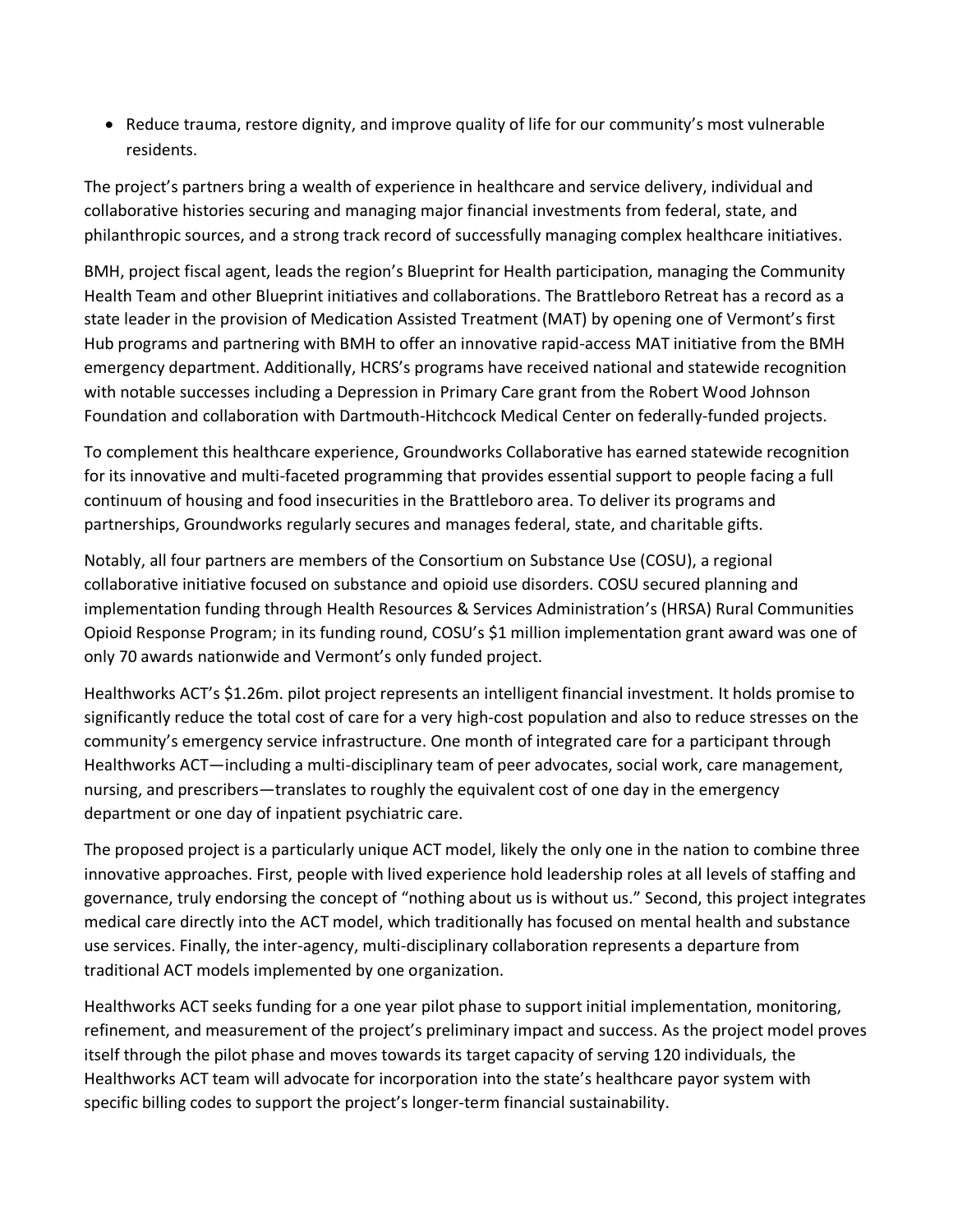- Reduce trauma, restore dignity, and improve quality of life for our community's most vulnerable residents.

The project's partners bring a wealth of experience in healthcare and service delivery, individual and collaborative histories securing and managing major financial investments from federal, state, and philanthropic sources, and a strong track record of successfully managing complex healthcare initiatives.

BMH, project fiscal agent, leads the region's Blueprint for Health participation, managing the Community Health Team and other Blueprint initiatives and collaborations. The Brattleboro Retreat has a record as a state leader in the provision of Medication Assisted Treatment (MAT) by opening one of Vermont's first Hub programs and partnering with BMH to offer an innovative rapid-access MAT initiative from the BMH emergency department. Additionally, HCRS's programs have received national and statewide recognition with notable successes including a Depression in Primary Care grant from the Robert Wood Johnson Foundation and collaboration with Dartmouth-Hitchcock Medical Center on federally-funded projects.

To complement this healthcare experience, Groundworks Collaborative has earned statewide recognition for its innovative and multi-faceted programming that provides essential support to people facing a full continuum of housing and food insecurities in the Brattleboro area. To deliver its programs and partnerships, Groundworks regularly secures and manages federal, state, and charitable gifts.

Notably, all four partners are members of the Consortium on Substance Use (COSU), a regional collaborative initiative focused on substance and opioid use disorders. COSU secured planning and implementation funding through Health Resources & Services Administration's (HRSA) Rural Communities Opioid Response Program; in its funding round, COSU's $1 million implementation grant award was one of only 70 awards nationwide and Vermont's only funded project.

Healthworks ACT's $1.26m. pilot project represents an intelligent financial investment. It holds promise to significantly reduce the total cost of care for a very high-cost population and also to reduce stresses on the community's emergency service infrastructure. One month of integrated care for a participant through Healthworks ACT—including a multi-disciplinary team of peer advocates, social work, care management, nursing, and prescribers—translates to roughly the equivalent cost of one day in the emergency department or one day of inpatient psychiatric care.

The proposed project is a particularly unique ACT model, likely the only one in the nation to combine three innovative approaches. First, people with lived experience hold leadership roles at all levels of staffing and governance, truly endorsing the concept of "nothing about us is without us." Second, this project integrates medical care directly into the ACT model, which traditionally has focused on mental health and substance use services. Finally, the inter-agency, multi-disciplinary collaboration represents a departure from traditional ACT models implemented by one organization.

Healthworks ACT seeks funding for a one year pilot phase to support initial implementation, monitoring, refinement, and measurement of the project's preliminary impact and success. As the project model proves itself through the pilot phase and moves towards its target capacity of serving 120 individuals, the Healthworks ACT team will advocate for incorporation into the state's healthcare payor system with specific billing codes to support the project's longer-term financial sustainability.